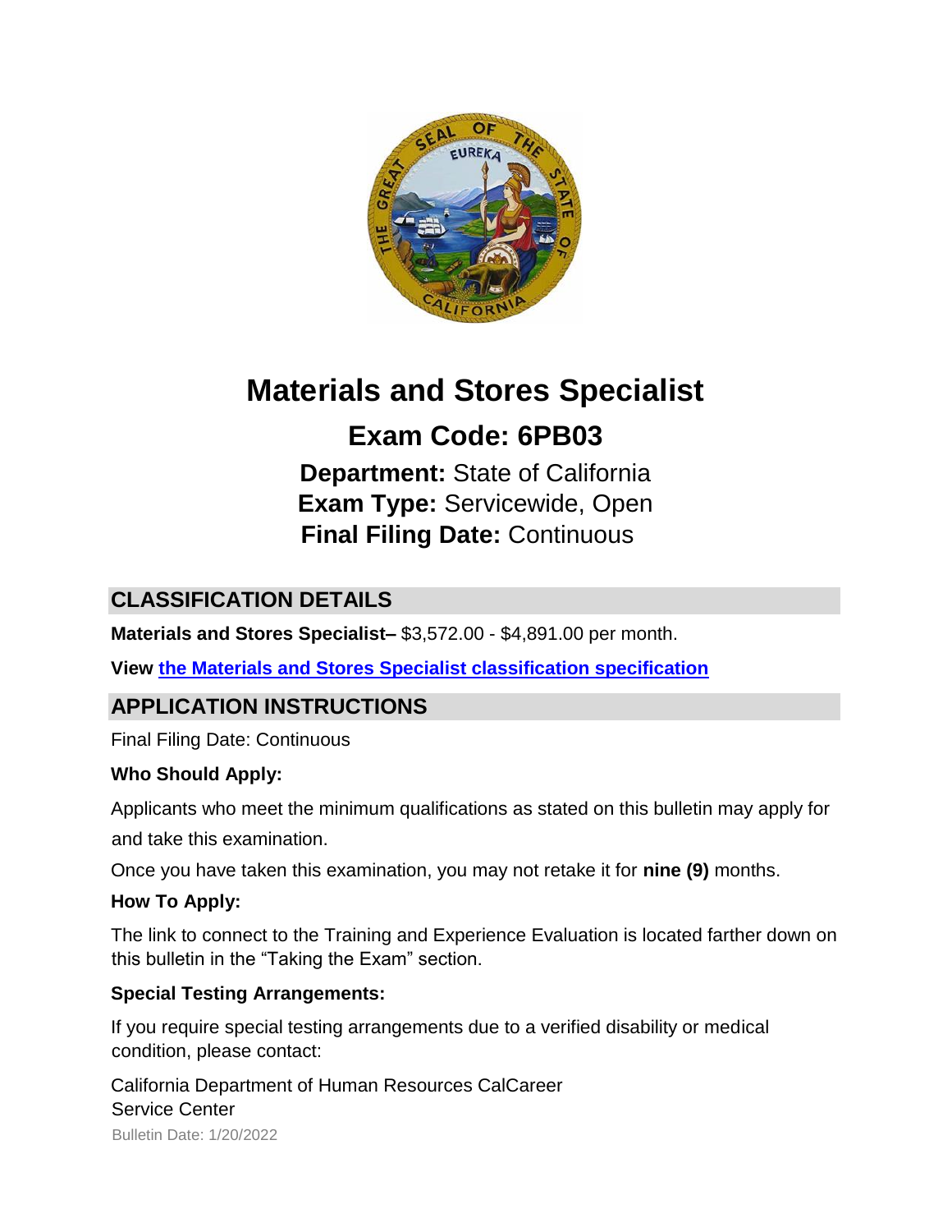# Materials and Stores Specialist

## Exam Code: 6PB03

**Department:** State of California
**Exam Type:** Servicewide, Open
**Final Filing Date:** Continuous

## CLASSIFICATION DETAILS

**Materials and Stores Specialist–** $3,572.00 - $4,891.00 per month.

**View [the Materials and Stores Specialist classification specification]()**

## APPLICATION INSTRUCTIONS

Final Filing Date: Continuous

**Who Should Apply:**

Applicants who meet the minimum qualifications as stated on this bulletin may apply for and take this examination.

Once you have taken this examination, you may not retake it for **nine (9)** months.

**How To Apply:**

The link to connect to the Training and Experience Evaluation is located farther down on this bulletin in the “Taking the Exam” section.

**Special Testing Arrangements:**

If you require special testing arrangements due to a verified disability or medical condition, please contact:

California Department of Human Resources CalCareer Service Center

Bulletin Date: 1/20/2022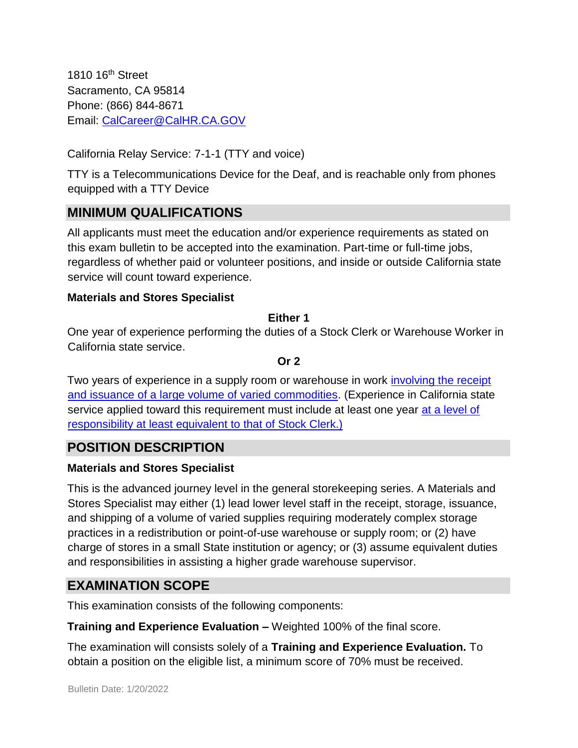1810 16th Street
Sacramento, CA 95814
Phone: (866) 844-8671
Email: [CalCareer@CalHR.CA.GOV](mailto:CalCareer@CalHR.CA.GOV)

California Relay Service: 7-1-1 (TTY and voice)

TTY is a Telecommunications Device for the Deaf, and is reachable only from phones equipped with a TTY Device

## MINIMUM QUALIFICATIONS

All applicants must meet the education and/or experience requirements as stated on this exam bulletin to be accepted into the examination. Part-time or full-time jobs, regardless of whether paid or volunteer positions, and inside or outside California state service will count toward experience.

**Materials and Stores Specialist**

**Either 1**

One year of experience performing the duties of a Stock Clerk or Warehouse Worker in California state service.

**Or 2**

Two years of experience in a supply room or warehouse in work involving the receipt and issuance of a large volume of varied commodities. (Experience in California state service applied toward this requirement must include at least one year at a level of responsibility at least equivalent to that of Stock Clerk.)

## POSITION DESCRIPTION

**Materials and Stores Specialist**

This is the advanced journey level in the general storekeeping series. A Materials and Stores Specialist may either (1) lead lower level staff in the receipt, storage, issuance, and shipping of a volume of varied supplies requiring moderately complex storage practices in a redistribution or point-of-use warehouse or supply room; or (2) have charge of stores in a small State institution or agency; or (3) assume equivalent duties and responsibilities in assisting a higher grade warehouse supervisor.

## EXAMINATION SCOPE

This examination consists of the following components:

**Training and Experience Evaluation –** Weighted 100% of the final score.

The examination will consists solely of a **Training and Experience Evaluation.** To obtain a position on the eligible list, a minimum score of 70% must be received.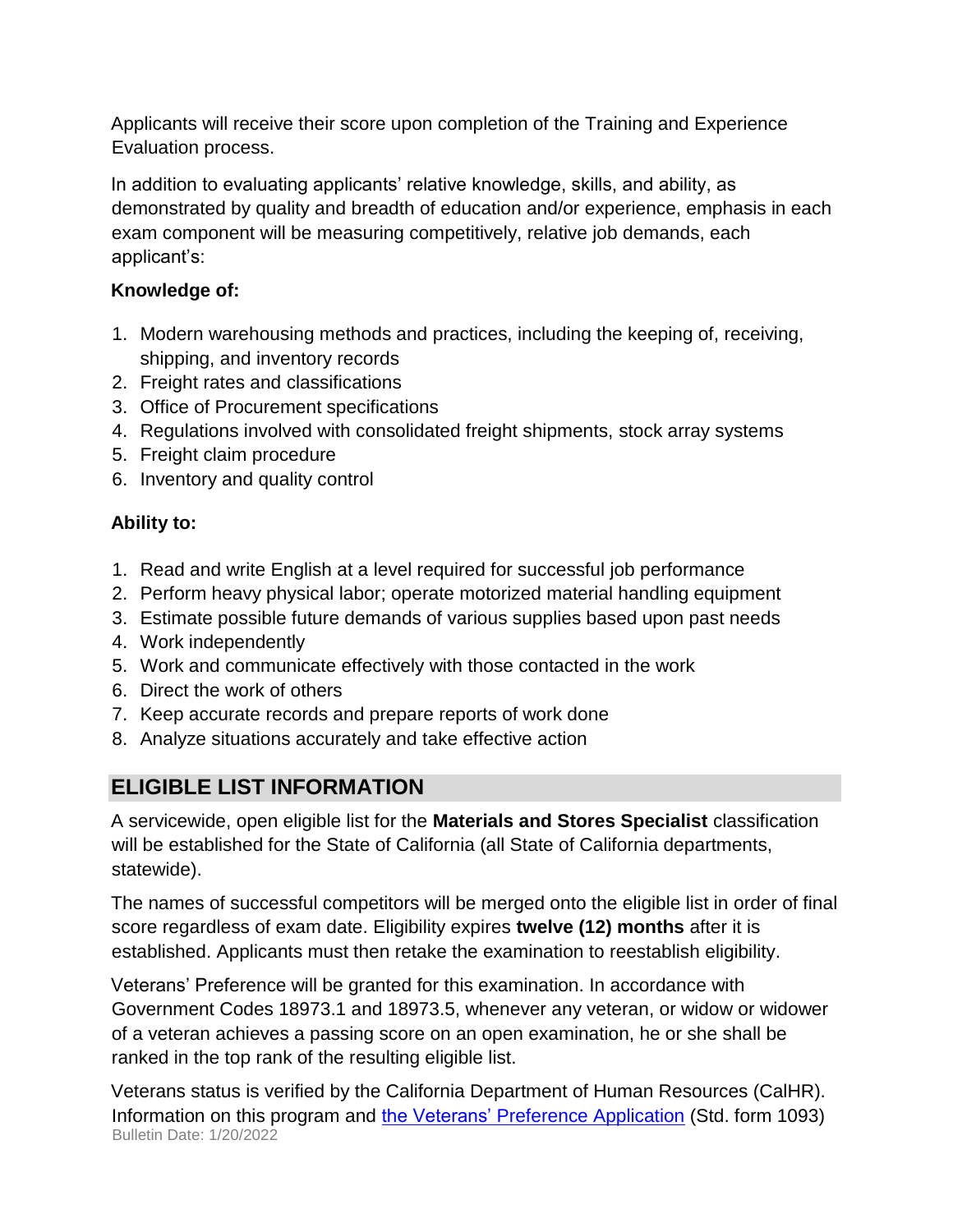Applicants will receive their score upon completion of the Training and Experience Evaluation process.

In addition to evaluating applicants' relative knowledge, skills, and ability, as demonstrated by quality and breadth of education and/or experience, emphasis in each exam component will be measuring competitively, relative job demands, each applicant's:

**Knowledge of:**

1. Modern warehousing methods and practices, including the keeping of, receiving, shipping, and inventory records
2. Freight rates and classifications
3. Office of Procurement specifications
4. Regulations involved with consolidated freight shipments, stock array systems
5. Freight claim procedure
6. Inventory and quality control

**Ability to:**

1. Read and write English at a level required for successful job performance
2. Perform heavy physical labor; operate motorized material handling equipment
3. Estimate possible future demands of various supplies based upon past needs
4. Work independently
5. Work and communicate effectively with those contacted in the work
6. Direct the work of others
7. Keep accurate records and prepare reports of work done
8. Analyze situations accurately and take effective action

## ELIGIBLE LIST INFORMATION

A servicewide, open eligible list for the **Materials and Stores Specialist** classification will be established for the State of California (all State of California departments, statewide).

The names of successful competitors will be merged onto the eligible list in order of final score regardless of exam date. Eligibility expires **twelve (12) months** after it is established. Applicants must then retake the examination to reestablish eligibility.

Veterans' Preference will be granted for this examination. In accordance with Government Codes 18973.1 and 18973.5, whenever any veteran, or widow or widower of a veteran achieves a passing score on an open examination, he or she shall be ranked in the top rank of the resulting eligible list.

Veterans status is verified by the California Department of Human Resources (CalHR). Information on this program and the Veterans' Preference Application (Std. form 1093)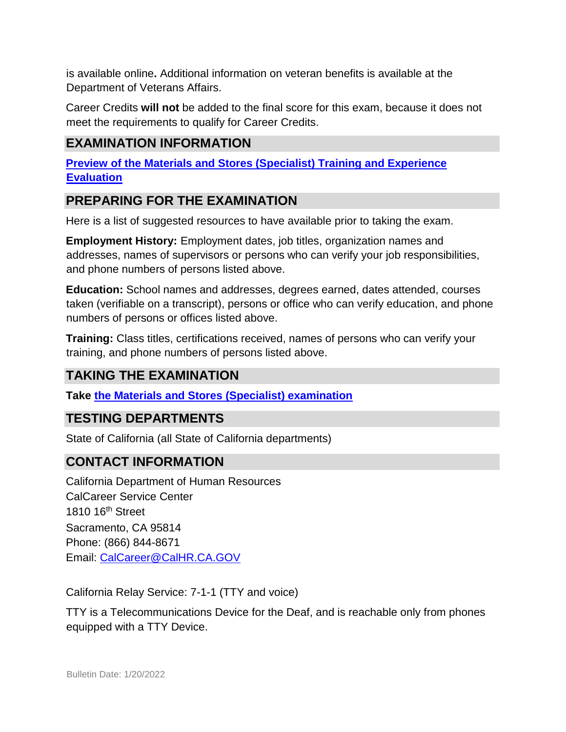is available online**.** Additional information on veteran benefits is available at the Department of Veterans Affairs.

Career Credits **will not** be added to the final score for this exam, because it does not meet the requirements to qualify for Career Credits.

## EXAMINATION INFORMATION

**[Preview of the Materials and Stores (Specialist) Training and Experience Evaluation]()**

## PREPARING FOR THE EXAMINATION

Here is a list of suggested resources to have available prior to taking the exam.

**Employment History:** Employment dates, job titles, organization names and addresses, names of supervisors or persons who can verify your job responsibilities, and phone numbers of persons listed above.

**Education:** School names and addresses, degrees earned, dates attended, courses taken (verifiable on a transcript), persons or office who can verify education, and phone numbers of persons or offices listed above.

**Training:** Class titles, certifications received, names of persons who can verify your training, and phone numbers of persons listed above.

## TAKING THE EXAMINATION

**Take [the Materials and Stores (Specialist) examination]()**

## TESTING DEPARTMENTS

State of California (all State of California departments)

## CONTACT INFORMATION

California Department of Human Resources
CalCareer Service Center
1810 16th Street
Sacramento, CA 95814
Phone: (866) 844-8671
Email: CalCareer@CalHR.CA.GOV

California Relay Service: 7-1-1 (TTY and voice)

TTY is a Telecommunications Device for the Deaf, and is reachable only from phones equipped with a TTY Device.

Bulletin Date: 1/20/2022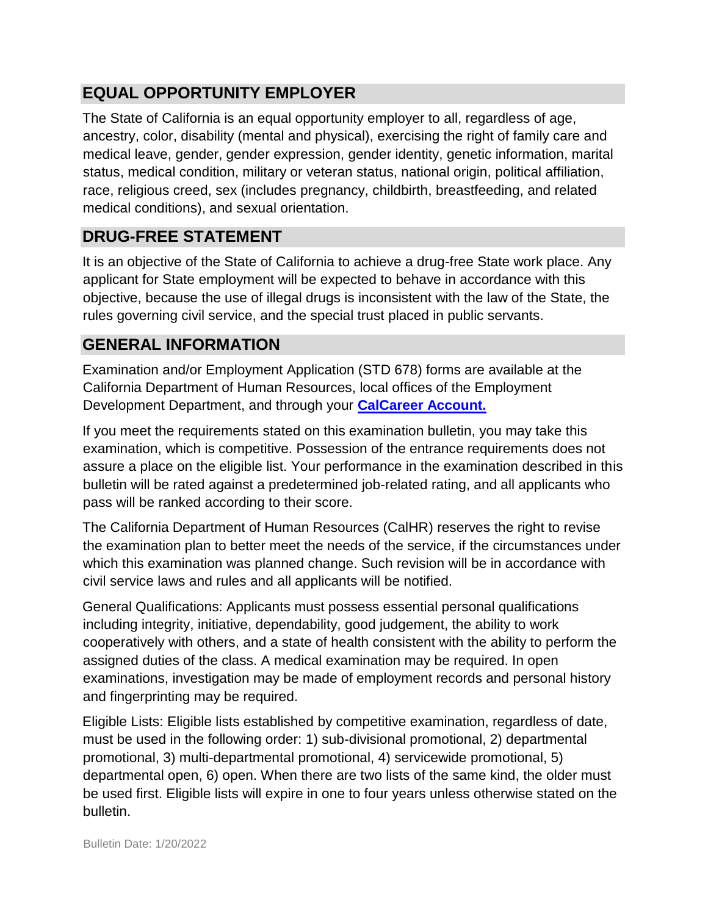## EQUAL OPPORTUNITY EMPLOYER

The State of California is an equal opportunity employer to all, regardless of age, ancestry, color, disability (mental and physical), exercising the right of family care and medical leave, gender, gender expression, gender identity, genetic information, marital status, medical condition, military or veteran status, national origin, political affiliation, race, religious creed, sex (includes pregnancy, childbirth, breastfeeding, and related medical conditions), and sexual orientation.

## DRUG-FREE STATEMENT

It is an objective of the State of California to achieve a drug-free State work place. Any applicant for State employment will be expected to behave in accordance with this objective, because the use of illegal drugs is inconsistent with the law of the State, the rules governing civil service, and the special trust placed in public servants.

## GENERAL INFORMATION

Examination and/or Employment Application (STD 678) forms are available at the California Department of Human Resources, local offices of the Employment Development Department, and through your **CalCareer Account.**

If you meet the requirements stated on this examination bulletin, you may take this examination, which is competitive. Possession of the entrance requirements does not assure a place on the eligible list. Your performance in the examination described in this bulletin will be rated against a predetermined job-related rating, and all applicants who pass will be ranked according to their score.

The California Department of Human Resources (CalHR) reserves the right to revise the examination plan to better meet the needs of the service, if the circumstances under which this examination was planned change. Such revision will be in accordance with civil service laws and rules and all applicants will be notified.

General Qualifications: Applicants must possess essential personal qualifications including integrity, initiative, dependability, good judgement, the ability to work cooperatively with others, and a state of health consistent with the ability to perform the assigned duties of the class. A medical examination may be required. In open examinations, investigation may be made of employment records and personal history and fingerprinting may be required.

Eligible Lists: Eligible lists established by competitive examination, regardless of date, must be used in the following order: 1) sub-divisional promotional, 2) departmental promotional, 3) multi-departmental promotional, 4) servicewide promotional, 5) departmental open, 6) open. When there are two lists of the same kind, the older must be used first. Eligible lists will expire in one to four years unless otherwise stated on the bulletin.

Bulletin Date: 1/20/2022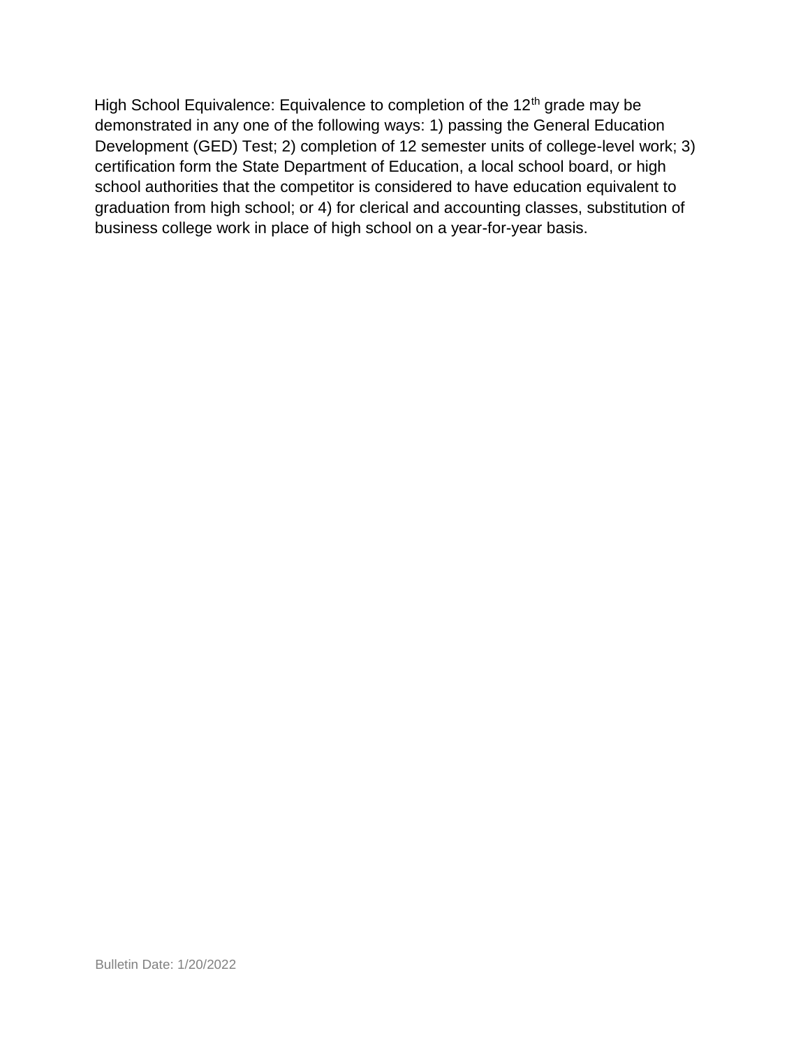High School Equivalence: Equivalence to completion of the 12th grade may be demonstrated in any one of the following ways: 1) passing the General Education Development (GED) Test; 2) completion of 12 semester units of college-level work; 3) certification form the State Department of Education, a local school board, or high school authorities that the competitor is considered to have education equivalent to graduation from high school; or 4) for clerical and accounting classes, substitution of business college work in place of high school on a year-for-year basis.